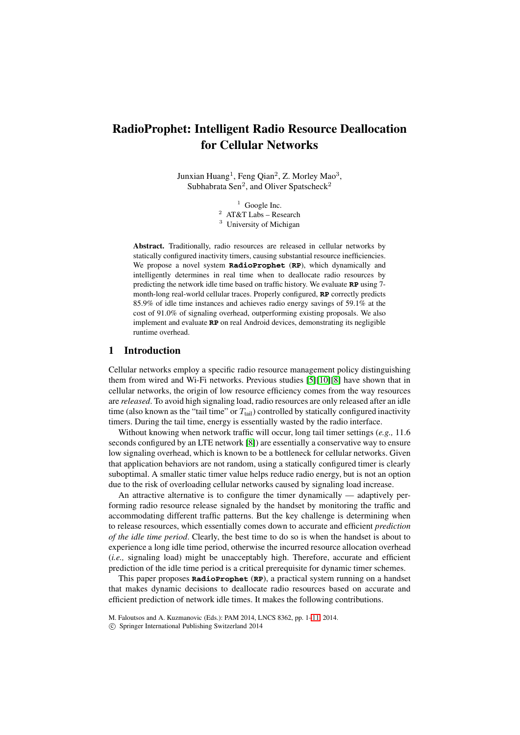# RadioProphet: Intelligent Radio Resource Deallocation for Cellular Networks

Junxian Huang[1], Feng Qian[2], Z. Morley Mao[3], Subhabrata Sen[2], and Oliver Spatscheck[2]

[1] Google Inc.
[2] AT&T Labs – Research
[3] University of Michigan

**Abstract.** Traditionally, radio resources are released in cellular networks by statically configured inactivity timers, causing substantial resource inefficiencies. We propose a novel system **RadioProphet** (**RP**), which dynamically and intelligently determines in real time when to deallocate radio resources by predicting the network idle time based on traffic history. We evaluate **RP** using 7-month-long real-world cellular traces. Properly configured, **RP** correctly predicts 85.9% of idle time instances and achieves radio energy savings of 59.1% at the cost of 91.0% of signaling overhead, outperforming existing proposals. We also implement and evaluate **RP** on real Android devices, demonstrating its negligible runtime overhead.

## 1 Introduction

Cellular networks employ a specific radio resource management policy distinguishing them from wired and Wi-Fi networks. Previous studies [5][10][8] have shown that in cellular networks, the origin of low resource efficiency comes from the way resources are *released*. To avoid high signaling load, radio resources are only released after an idle time (also known as the "tail time" or $T_{\text{tail}}$) controlled by statically configured inactivity timers. During the tail time, energy is essentially wasted by the radio interface.

Without knowing when network traffic will occur, long tail timer settings (*e.g.,* 11.6 seconds configured by an LTE network [8]) are essentially a conservative way to ensure low signaling overhead, which is known to be a bottleneck for cellular networks. Given that application behaviors are not random, using a statically configured timer is clearly suboptimal. A smaller static timer value helps reduce radio energy, but is not an option due to the risk of overloading cellular networks caused by signaling load increase.

An attractive alternative is to configure the timer dynamically — adaptively performing radio resource release signaled by the handset by monitoring the traffic and accommodating different traffic patterns. But the key challenge is determining when to release resources, which essentially comes down to accurate and efficient *prediction of the idle time period*. Clearly, the best time to do so is when the handset is about to experience a long idle time period, otherwise the incurred resource allocation overhead (*i.e.,* signaling load) might be unacceptably high. Therefore, accurate and efficient prediction of the idle time period is a critical prerequisite for dynamic timer schemes.

This paper proposes **RadioProphet** (**RP**), a practical system running on a handset that makes dynamic decisions to deallocate radio resources based on accurate and efficient prediction of network idle times. It makes the following contributions.

M. Faloutsos and A. Kuzmanovic (Eds.): PAM 2014, LNCS 8362, pp. 1–11, 2014.
© Springer International Publishing Switzerland 2014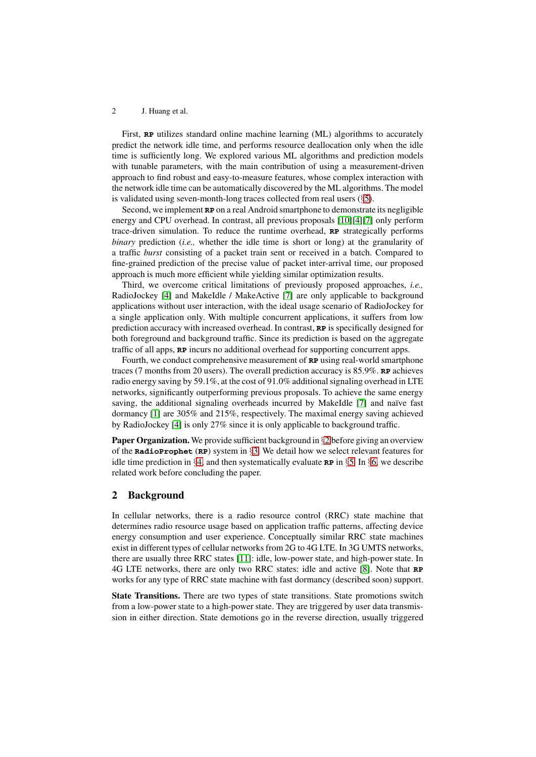First, **RP** utilizes standard online machine learning (ML) algorithms to accurately predict the network idle time, and performs resource deallocation only when the idle time is sufficiently long. We explored various ML algorithms and prediction models with tunable parameters, with the main contribution of using a measurement-driven approach to find robust and easy-to-measure features, whose complex interaction with the network idle time can be automatically discovered by the ML algorithms. The model is validated using seven-month-long traces collected from real users (§5).

Second, we implement **RP** on a real Android smartphone to demonstrate its negligible energy and CPU overhead. In contrast, all previous proposals [10][4][7] only perform trace-driven simulation. To reduce the runtime overhead, **RP** strategically performs *binary* prediction (*i.e.,* whether the idle time is short or long) at the granularity of a traffic *burst* consisting of a packet train sent or received in a batch. Compared to fine-grained prediction of the precise value of packet inter-arrival time, our proposed approach is much more efficient while yielding similar optimization results.

Third, we overcome critical limitations of previously proposed approaches, *i.e.,* RadioJockey [4] and MakeIdle / MakeActive [7] are only applicable to background applications without user interaction, with the ideal usage scenario of RadioJockey for a single application only. With multiple concurrent applications, it suffers from low prediction accuracy with increased overhead. In contrast, **RP** is specifically designed for both foreground and background traffic. Since its prediction is based on the aggregate traffic of all apps, **RP** incurs no additional overhead for supporting concurrent apps.

Fourth, we conduct comprehensive measurement of **RP** using real-world smartphone traces (7 months from 20 users). The overall prediction accuracy is 85.9%. **RP** achieves radio energy saving by 59.1%, at the cost of 91.0% additional signaling overhead in LTE networks, significantly outperforming previous proposals. To achieve the same energy saving, the additional signaling overheads incurred by MakeIdle [7] and naïve fast dormancy [1] are 305% and 215%, respectively. The maximal energy saving achieved by RadioJockey [4] is only 27% since it is only applicable to background traffic.

**Paper Organization.** We provide sufficient background in §2 before giving an overview of the **RadioProphet** (**RP**) system in §3. We detail how we select relevant features for idle time prediction in §4, and then systematically evaluate **RP** in §5. In §6, we describe related work before concluding the paper.

## 2 Background

In cellular networks, there is a radio resource control (RRC) state machine that determines radio resource usage based on application traffic patterns, affecting device energy consumption and user experience. Conceptually similar RRC state machines exist in different types of cellular networks from 2G to 4G LTE. In 3G UMTS networks, there are usually three RRC states [11]: idle, low-power state, and high-power state. In 4G LTE networks, there are only two RRC states: idle and active [8]. Note that **RP** works for any type of RRC state machine with fast dormancy (described soon) support.

**State Transitions.** There are two types of state transitions. State promotions switch from a low-power state to a high-power state. They are triggered by user data transmission in either direction. State demotions go in the reverse direction, usually triggered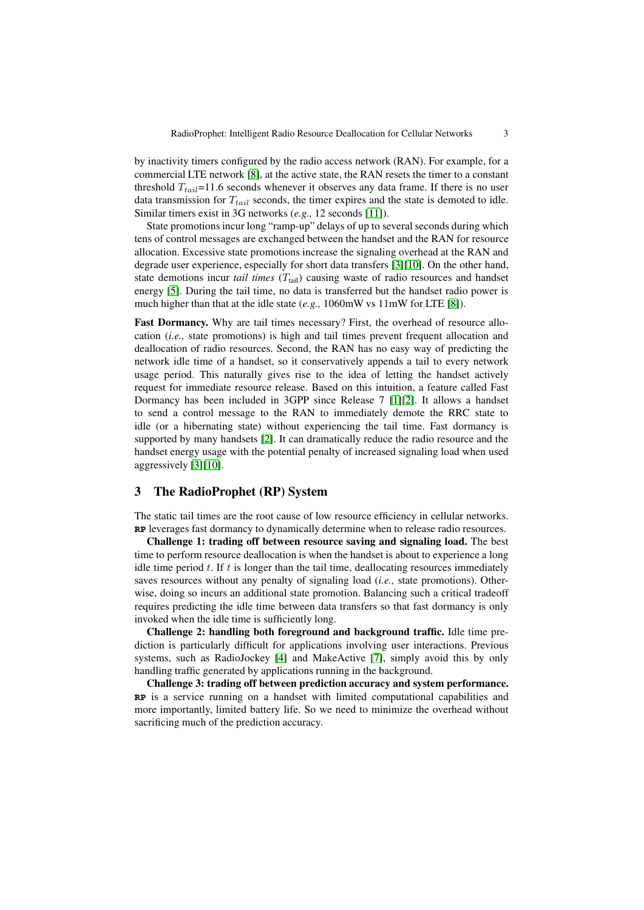by inactivity timers configured by the radio access network (RAN). For example, for a commercial LTE network [8], at the active state, the RAN resets the timer to a constant threshold $T_{tail}$=11.6 seconds whenever it observes any data frame. If there is no user data transmission for $T_{tail}$ seconds, the timer expires and the state is demoted to idle. Similar timers exist in 3G networks (*e.g.,* 12 seconds [11]).

State promotions incur long "ramp-up" delays of up to several seconds during which tens of control messages are exchanged between the handset and the RAN for resource allocation. Excessive state promotions increase the signaling overhead at the RAN and degrade user experience, especially for short data transfers [3][10]. On the other hand, state demotions incur *tail times* ($T_{\text{tail}}$) causing waste of radio resources and handset energy [5]. During the tail time, no data is transferred but the handset radio power is much higher than that at the idle state (*e.g.,* 1060mW vs 11mW for LTE [8]).

**Fast Dormancy.** Why are tail times necessary? First, the overhead of resource allocation (*i.e.,* state promotions) is high and tail times prevent frequent allocation and deallocation of radio resources. Second, the RAN has no easy way of predicting the network idle time of a handset, so it conservatively appends a tail to every network usage period. This naturally gives rise to the idea of letting the handset actively request for immediate resource release. Based on this intuition, a feature called Fast Dormancy has been included in 3GPP since Release 7 [1][2]. It allows a handset to send a control message to the RAN to immediately demote the RRC state to idle (or a hibernating state) without experiencing the tail time. Fast dormancy is supported by many handsets [2]. It can dramatically reduce the radio resource and the handset energy usage with the potential penalty of increased signaling load when used aggressively [3][10].

## 3 The RadioProphet (RP) System

The static tail times are the root cause of low resource efficiency in cellular networks. **RP** leverages fast dormancy to dynamically determine when to release radio resources.

**Challenge 1: trading off between resource saving and signaling load.** The best time to perform resource deallocation is when the handset is about to experience a long idle time period $t$. If $t$ is longer than the tail time, deallocating resources immediately saves resources without any penalty of signaling load (*i.e.,* state promotions). Otherwise, doing so incurs an additional state promotion. Balancing such a critical tradeoff requires predicting the idle time between data transfers so that fast dormancy is only invoked when the idle time is sufficiently long.

**Challenge 2: handling both foreground and background traffic.** Idle time prediction is particularly difficult for applications involving user interactions. Previous systems, such as RadioJockey [4] and MakeActive [7], simply avoid this by only handling traffic generated by applications running in the background.

**Challenge 3: trading off between prediction accuracy and system performance.** **RP** is a service running on a handset with limited computational capabilities and more importantly, limited battery life. So we need to minimize the overhead without sacrificing much of the prediction accuracy.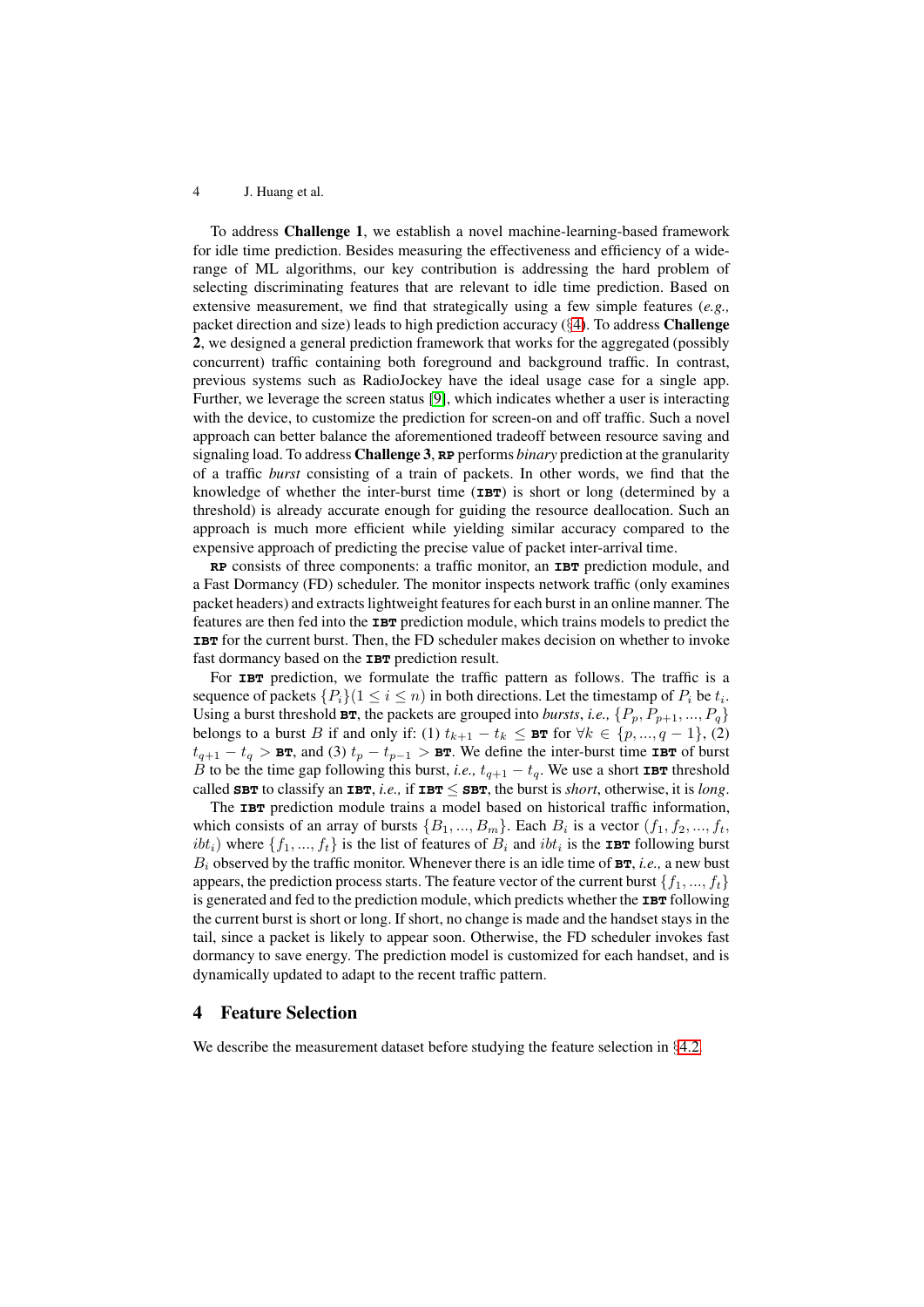To address **Challenge 1**, we establish a novel machine-learning-based framework for idle time prediction. Besides measuring the effectiveness and efficiency of a wide-range of ML algorithms, our key contribution is addressing the hard problem of selecting discriminating features that are relevant to idle time prediction. Based on extensive measurement, we find that strategically using a few simple features (*e.g.,* packet direction and size) leads to high prediction accuracy (§4). To address **Challenge 2**, we designed a general prediction framework that works for the aggregated (possibly concurrent) traffic containing both foreground and background traffic. In contrast, previous systems such as RadioJockey have the ideal usage case for a single app. Further, we leverage the screen status [9], which indicates whether a user is interacting with the device, to customize the prediction for screen-on and off traffic. Such a novel approach can better balance the aforementioned tradeoff between resource saving and signaling load. To address **Challenge 3**, **RP** performs *binary* prediction at the granularity of a traffic *burst* consisting of a train of packets. In other words, we find that the knowledge of whether the inter-burst time (**IBT**) is short or long (determined by a threshold) is already accurate enough for guiding the resource deallocation. Such an approach is much more efficient while yielding similar accuracy compared to the expensive approach of predicting the precise value of packet inter-arrival time.

**RP** consists of three components: a traffic monitor, an **IBT** prediction module, and a Fast Dormancy (FD) scheduler. The monitor inspects network traffic (only examines packet headers) and extracts lightweight features for each burst in an online manner. The features are then fed into the **IBT** prediction module, which trains models to predict the **IBT** for the current burst. Then, the FD scheduler makes decision on whether to invoke fast dormancy based on the **IBT** prediction result.

For **IBT** prediction, we formulate the traffic pattern as follows. The traffic is a sequence of packets $\{P_i\}(1 \leq i \leq n)$ in both directions. Let the timestamp of $P_i$ be $t_i$. Using a burst threshold **BT**, the packets are grouped into *bursts*, *i.e.,* $\{P_p, P_{p+1}, ..., P_q\}$ belongs to a burst $B$ if and only if: (1) $t_{k+1} - t_k \leq$ **BT** for $\forall k \in \{p, ..., q-1\}$, (2) $t_{q+1} - t_q >$ **BT**, and (3) $t_p - t_{p-1} >$ **BT**. We define the inter-burst time **IBT** of burst $B$ to be the time gap following this burst, *i.e.,* $t_{q+1} - t_q$. We use a short **IBT** threshold called **SBT** to classify an **IBT**, *i.e.,* if **IBT** $\leq$ **SBT**, the burst is *short*, otherwise, it is *long*.

The **IBT** prediction module trains a model based on historical traffic information, which consists of an array of bursts $\{B_1, ..., B_m\}$. Each $B_i$ is a vector $(f_1, f_2, ..., f_t, ibt_i)$ where $\{f_1, ..., f_t\}$ is the list of features of $B_i$ and $ibt_i$ is the **IBT** following burst $B_i$ observed by the traffic monitor. Whenever there is an idle time of **BT**, *i.e.,* a new bust appears, the prediction process starts. The feature vector of the current burst $\{f_1, ..., f_t\}$ is generated and fed to the prediction module, which predicts whether the **IBT** following the current burst is short or long. If short, no change is made and the handset stays in the tail, since a packet is likely to appear soon. Otherwise, the FD scheduler invokes fast dormancy to save energy. The prediction model is customized for each handset, and is dynamically updated to adapt to the recent traffic pattern.

## 4 Feature Selection

We describe the measurement dataset before studying the feature selection in §4.2.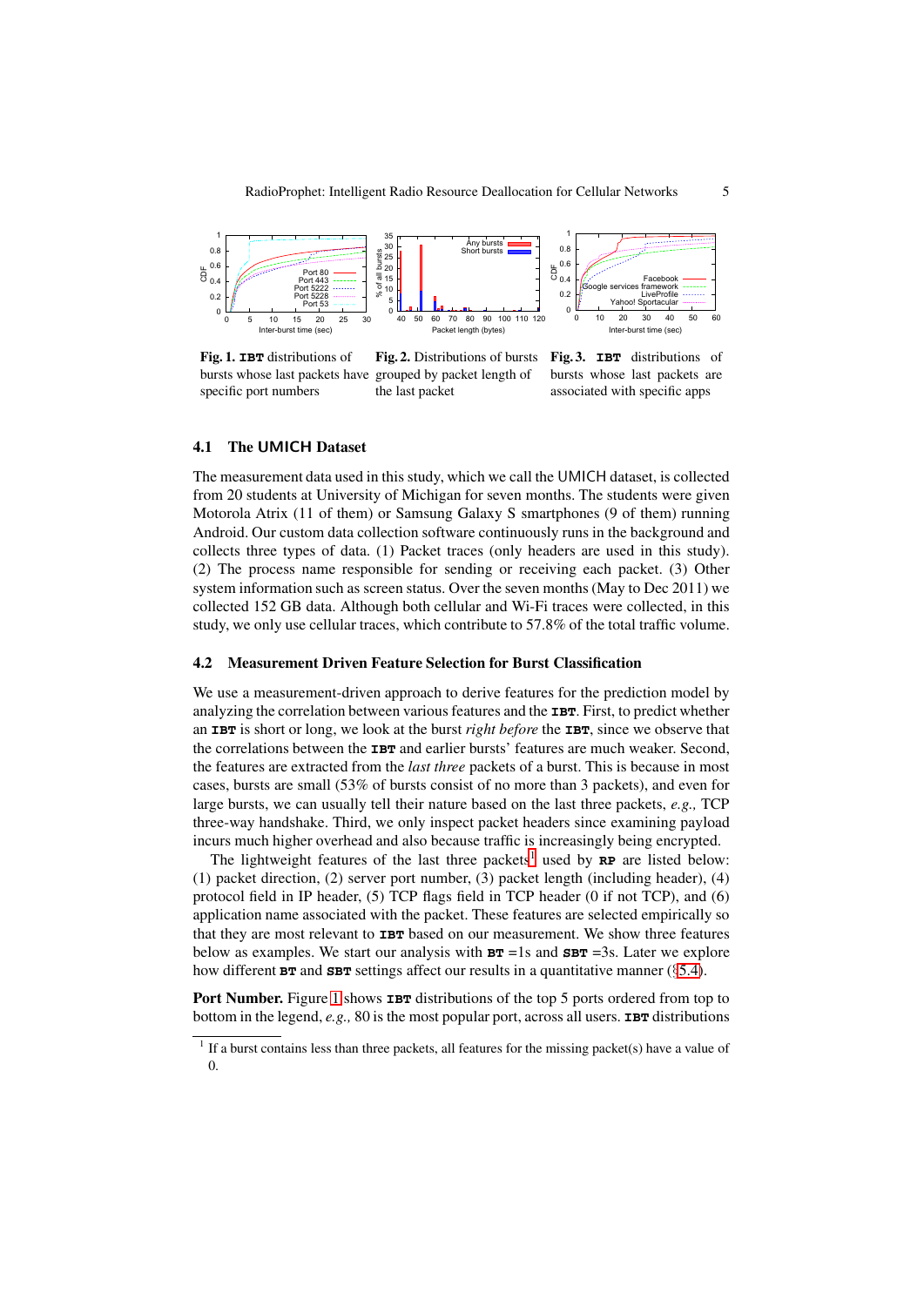**Fig. 1.** **IBT** distributions of bursts whose last packets have specific port numbers

**Fig. 2.** Distributions of bursts grouped by packet length of the last packet

**Fig. 3.** **IBT** distributions of bursts whose last packets are associated with specific apps

### 4.1 The UMICH Dataset

The measurement data used in this study, which we call the UMICH dataset, is collected from 20 students at University of Michigan for seven months. The students were given Motorola Atrix (11 of them) or Samsung Galaxy S smartphones (9 of them) running Android. Our custom data collection software continuously runs in the background and collects three types of data. (1) Packet traces (only headers are used in this study). (2) The process name responsible for sending or receiving each packet. (3) Other system information such as screen status. Over the seven months (May to Dec 2011) we collected 152 GB data. Although both cellular and Wi-Fi traces were collected, in this study, we only use cellular traces, which contribute to 57.8% of the total traffic volume.

### 4.2 Measurement Driven Feature Selection for Burst Classification

We use a measurement-driven approach to derive features for the prediction model by analyzing the correlation between various features and the **IBT**. First, to predict whether an **IBT** is short or long, we look at the burst *right before* the **IBT**, since we observe that the correlations between the **IBT** and earlier bursts' features are much weaker. Second, the features are extracted from the *last three* packets of a burst. This is because in most cases, bursts are small (53% of bursts consist of no more than 3 packets), and even for large bursts, we can usually tell their nature based on the last three packets, *e.g.,* TCP three-way handshake. Third, we only inspect packet headers since examining payload incurs much higher overhead and also because traffic is increasingly being encrypted.

The lightweight features of the last three packets[1] used by **RP** are listed below: (1) packet direction, (2) server port number, (3) packet length (including header), (4) protocol field in IP header, (5) TCP flags field in TCP header (0 if not TCP), and (6) application name associated with the packet. These features are selected empirically so that they are most relevant to **IBT** based on our measurement. We show three features below as examples. We start our analysis with **BT** =1s and **SBT** =3s. Later we explore how different **BT** and **SBT** settings affect our results in a quantitative manner (§5.4).

**Port Number.** Figure 1 shows **IBT** distributions of the top 5 ports ordered from top to bottom in the legend, *e.g.,* 80 is the most popular port, across all users. **IBT** distributions

[1] If a burst contains less than three packets, all features for the missing packet(s) have a value of 0.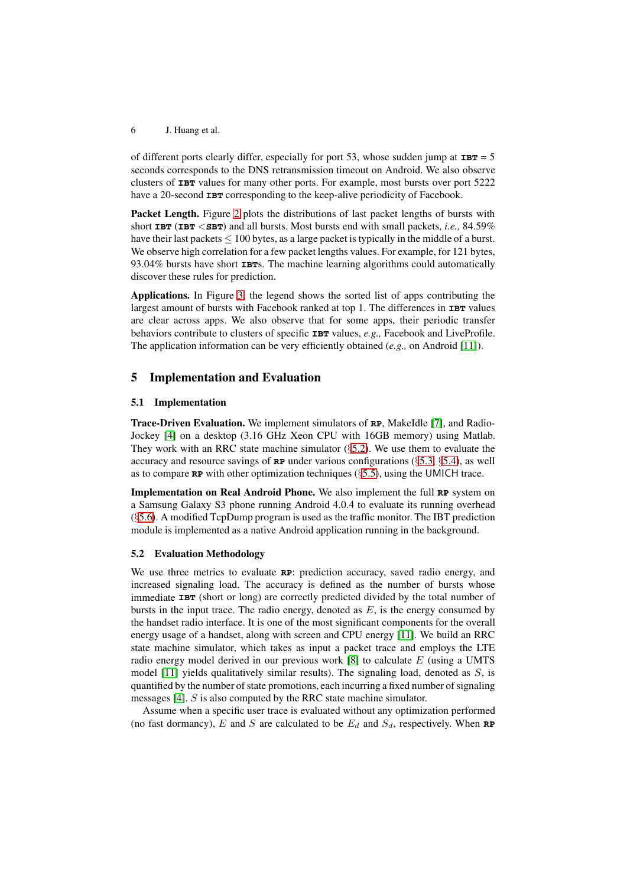of different ports clearly differ, especially for port 53, whose sudden jump at **IBT** = 5 seconds corresponds to the DNS retransmission timeout on Android. We also observe clusters of **IBT** values for many other ports. For example, most bursts over port 5222 have a 20-second **IBT** corresponding to the keep-alive periodicity of Facebook.

**Packet Length.** Figure 2 plots the distributions of last packet lengths of bursts with short **IBT** (**IBT** <**SBT**) and all bursts. Most bursts end with small packets, *i.e.,* 84.59% have their last packets $\leq$ 100 bytes, as a large packet is typically in the middle of a burst. We observe high correlation for a few packet lengths values. For example, for 121 bytes, 93.04% bursts have short **IBT**s. The machine learning algorithms could automatically discover these rules for prediction.

**Applications.** In Figure 3, the legend shows the sorted list of apps contributing the largest amount of bursts with Facebook ranked at top 1. The differences in **IBT** values are clear across apps. We also observe that for some apps, their periodic transfer behaviors contribute to clusters of specific **IBT** values, *e.g.,* Facebook and LiveProfile. The application information can be very efficiently obtained (*e.g.,* on Android [11]).

## 5 Implementation and Evaluation

### 5.1 Implementation

**Trace-Driven Evaluation.** We implement simulators of **RP**, MakeIdle [7], and RadioJockey [4] on a desktop (3.16 GHz Xeon CPU with 16GB memory) using Matlab. They work with an RRC state machine simulator (§5.2). We use them to evaluate the accuracy and resource savings of **RP** under various configurations (§5.3, §5.4), as well as to compare **RP** with other optimization techniques (§5.5), using the UMICH trace.

**Implementation on Real Android Phone.** We also implement the full **RP** system on a Samsung Galaxy S3 phone running Android 4.0.4 to evaluate its running overhead (§5.6). A modified TcpDump program is used as the traffic monitor. The IBT prediction module is implemented as a native Android application running in the background.

### 5.2 Evaluation Methodology

We use three metrics to evaluate **RP**: prediction accuracy, saved radio energy, and increased signaling load. The accuracy is defined as the number of bursts whose immediate **IBT** (short or long) are correctly predicted divided by the total number of bursts in the input trace. The radio energy, denoted as $E$, is the energy consumed by the handset radio interface. It is one of the most significant components for the overall energy usage of a handset, along with screen and CPU energy [11]. We build an RRC state machine simulator, which takes as input a packet trace and employs the LTE radio energy model derived in our previous work [8] to calculate $E$ (using a UMTS model [11] yields qualitatively similar results). The signaling load, denoted as $S$, is quantified by the number of state promotions, each incurring a fixed number of signaling messages [4]. $S$ is also computed by the RRC state machine simulator.

Assume when a specific user trace is evaluated without any optimization performed (no fast dormancy), $E$ and $S$ are calculated to be $E_d$ and $S_d$, respectively. When **RP**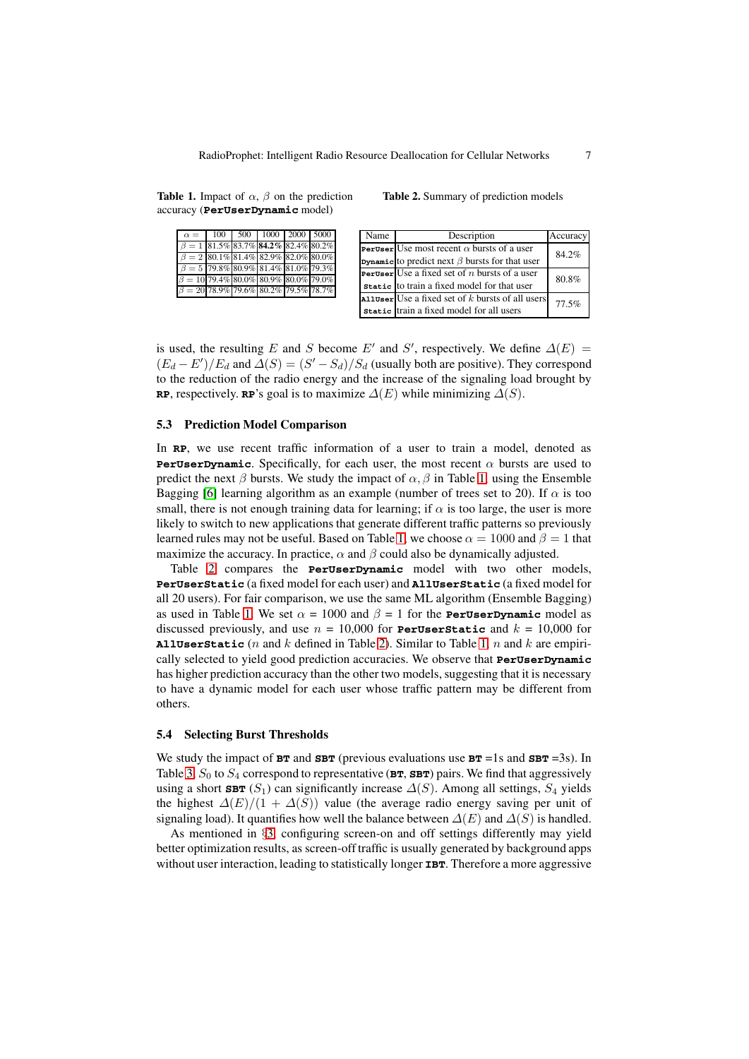**Table 1.** Impact of $\alpha$, $\beta$ on the prediction accuracy (**PerUserDynamic** model)

| $\alpha =$ | 100 | 500 | 1000 | 2000 | 5000 |
|---|---|---|---|---|---|
| $\beta = 1$ | 81.5% | 83.7% | **84.2%** | 82.4% | 80.2% |
| $\beta = 2$ | 80.1% | 81.4% | 82.9% | 82.0% | 80.0% |
| $\beta = 5$ | 79.8% | 80.9% | 81.4% | 81.0% | 79.3% |
| $\beta = 10$ | 79.4% | 80.0% | 80.9% | 80.0% | 79.0% |
| $\beta = 20$ | 78.9% | 79.6% | 80.2% | 79.5% | 78.7% |

**Table 2.** Summary of prediction models

| Name | Description | Accuracy |
|---|---|---|
| **PerUser Dynamic** | Use most recent $\alpha$ bursts of a user to predict next $\beta$ bursts for that user | 84.2% |
| **PerUser Static** | Use a fixed set of $n$ bursts of a user to train a fixed model for that user | 80.8% |
| **AllUser Static** | Use a fixed set of $k$ bursts of all users train a fixed model for all users | 77.5% |

is used, the resulting $E$ and $S$ become $E'$ and $S'$, respectively. We define $\Delta(E) = (E_d - E')/E_d$ and $\Delta(S) = (S' - S_d)/S_d$ (usually both are positive). They correspond to the reduction of the radio energy and the increase of the signaling load brought by **RP**, respectively. **RP**'s goal is to maximize $\Delta(E)$ while minimizing $\Delta(S)$.

### 5.3 Prediction Model Comparison

In **RP**, we use recent traffic information of a user to train a model, denoted as **PerUserDynamic**. Specifically, for each user, the most recent $\alpha$ bursts are used to predict the next $\beta$ bursts. We study the impact of $\alpha, \beta$ in Table 1, using the Ensemble Bagging [6] learning algorithm as an example (number of trees set to 20). If $\alpha$ is too small, there is not enough training data for learning; if $\alpha$ is too large, the user is more likely to switch to new applications that generate different traffic patterns so previously learned rules may not be useful. Based on Table 1, we choose $\alpha = 1000$ and $\beta = 1$ that maximize the accuracy. In practice, $\alpha$ and $\beta$ could also be dynamically adjusted.

Table 2 compares the **PerUserDynamic** model with two other models, **PerUserStatic** (a fixed model for each user) and **AllUserStatic** (a fixed model for all 20 users). For fair comparison, we use the same ML algorithm (Ensemble Bagging) as used in Table 1. We set $\alpha$ = 1000 and $\beta$ = 1 for the **PerUserDynamic** model as discussed previously, and use $n$ = 10,000 for **PerUserStatic** and $k$ = 10,000 for **AllUserStatic** ($n$ and $k$ defined in Table 2). Similar to Table 1, $n$ and $k$ are empirically selected to yield good prediction accuracies. We observe that **PerUserDynamic** has higher prediction accuracy than the other two models, suggesting that it is necessary to have a dynamic model for each user whose traffic pattern may be different from others.

### 5.4 Selecting Burst Thresholds

We study the impact of **BT** and **SBT** (previous evaluations use **BT** =1s and **SBT** =3s). In Table 3, $S_0$ to $S_4$ correspond to representative (**BT**, **SBT**) pairs. We find that aggressively using a short **SBT** ($S_1$) can significantly increase $\Delta(S)$. Among all settings, $S_4$ yields the highest $\Delta(E)/(1 + \Delta(S))$ value (the average radio energy saving per unit of signaling load). It quantifies how well the balance between $\Delta(E)$ and $\Delta(S)$ is handled.

As mentioned in §3, configuring screen-on and off settings differently may yield better optimization results, as screen-off traffic is usually generated by background apps without user interaction, leading to statistically longer **IBT**. Therefore a more aggressive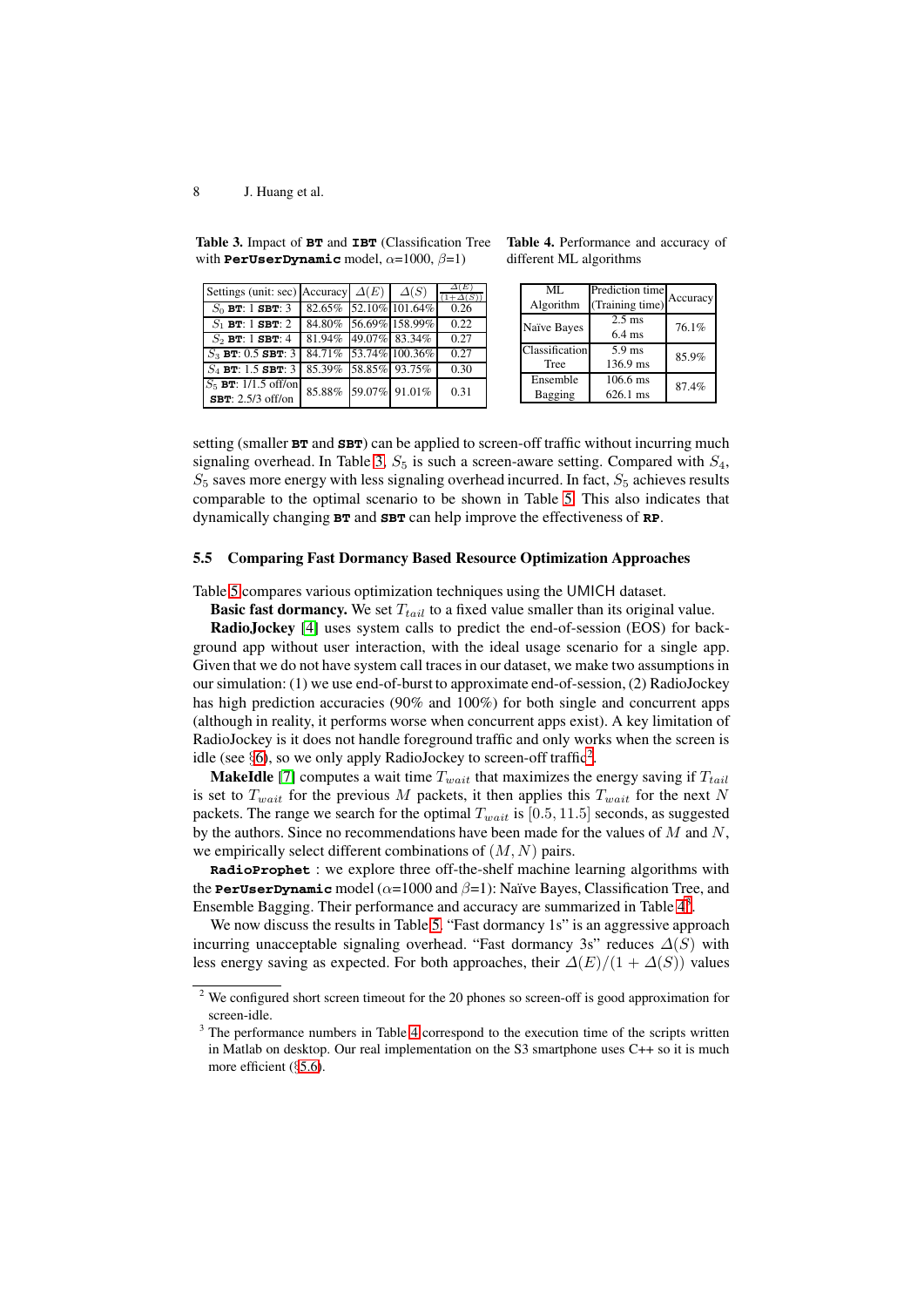**Table 3.** Impact of **BT** and **IBT** (Classification Tree with **PerUserDynamic** model, $\alpha$=1000, $\beta$=1)

| Settings (unit: sec) | Accuracy | $\Delta(E)$ | $\Delta(S)$ | $\frac{\Delta(E)}{(1+\Delta(S))}$ |
|---|---|---|---|---|
| $S_0$ **BT**: 1 **SBT**: 3 | 82.65% | 52.10% | 101.64% | 0.26 |
| $S_1$ **BT**: 1 **SBT**: 2 | 84.80% | 56.69% | 158.99% | 0.22 |
| $S_2$ **BT**: 1 **SBT**: 4 | 81.94% | 49.07% | 83.34% | 0.27 |
| $S_3$ **BT**: 0.5 **SBT**: 3 | 84.71% | 53.74% | 100.36% | 0.27 |
| $S_4$ **BT**: 1.5 **SBT**: 3 | 85.39% | 58.85% | 93.75% | 0.30 |
| $S_5$ **BT**: 1/1.5 off/on **SBT**: 2.5/3 off/on | 85.88% | 59.07% | 91.01% | 0.31 |

**Table 4.** Performance and accuracy of different ML algorithms

| ML Algorithm | Prediction time (Training time) | Accuracy |
|---|---|---|
| Naïve Bayes | 2.5 ms (6.4 ms) | 76.1% |
| Classification Tree | 5.9 ms (136.9 ms) | 85.9% |
| Ensemble Bagging | 106.6 ms (626.1 ms) | 87.4% |

setting (smaller **BT** and **SBT**) can be applied to screen-off traffic without incurring much signaling overhead. In Table 3, $S_5$ is such a screen-aware setting. Compared with $S_4$, $S_5$ saves more energy with less signaling overhead incurred. In fact, $S_5$ achieves results comparable to the optimal scenario to be shown in Table 5. This also indicates that dynamically changing **BT** and **SBT** can help improve the effectiveness of **RP**.

### 5.5 Comparing Fast Dormancy Based Resource Optimization Approaches

Table 5 compares various optimization techniques using the UMICH dataset.

**Basic fast dormancy.** We set $T_{tail}$ to a fixed value smaller than its original value.

**RadioJockey** [4] uses system calls to predict the end-of-session (EOS) for background app without user interaction, with the ideal usage scenario for a single app. Given that we do not have system call traces in our dataset, we make two assumptions in our simulation: (1) we use end-of-burst to approximate end-of-session, (2) RadioJockey has high prediction accuracies (90% and 100%) for both single and concurrent apps (although in reality, it performs worse when concurrent apps exist). A key limitation of RadioJockey is it does not handle foreground traffic and only works when the screen is idle (see §6), so we only apply RadioJockey to screen-off traffic[2].

**MakeIdle** [7] computes a wait time $T_{wait}$ that maximizes the energy saving if $T_{tail}$ is set to $T_{wait}$ for the previous $M$ packets, it then applies this $T_{wait}$ for the next $N$ packets. The range we search for the optimal $T_{wait}$ is $[0.5, 11.5]$ seconds, as suggested by the authors. Since no recommendations have been made for the values of $M$ and $N$, we empirically select different combinations of $(M, N)$ pairs.

**RadioProphet** : we explore three off-the-shelf machine learning algorithms with the **PerUserDynamic** model ($\alpha$=1000 and $\beta$=1): Naïve Bayes, Classification Tree, and Ensemble Bagging. Their performance and accuracy are summarized in Table 4[3].

We now discuss the results in Table 5. "Fast dormancy 1s" is an aggressive approach incurring unacceptable signaling overhead. "Fast dormancy 3s" reduces $\Delta(S)$ with less energy saving as expected. For both approaches, their $\Delta(E)/(1 + \Delta(S))$ values

---

[2] We configured short screen timeout for the 20 phones so screen-off is good approximation for screen-idle.

[3] The performance numbers in Table 4 correspond to the execution time of the scripts written in Matlab on desktop. Our real implementation on the S3 smartphone uses C++ so it is much more efficient (§5.6).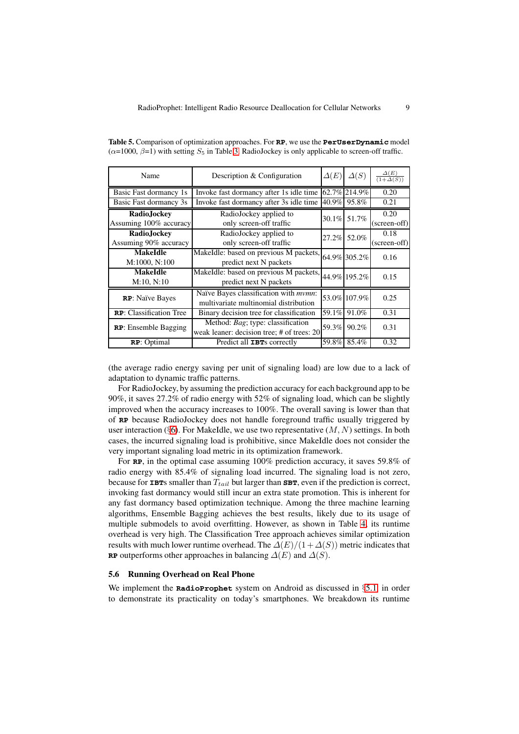**Table 5.** Comparison of optimization approaches. For **RP**, we use the **PerUserDynamic** model ($\alpha$=1000, $\beta$=1) with setting $S_5$ in Table 3. RadioJockey is only applicable to screen-off traffic.

| Name | Description & Configuration | $\Delta(E)$ | $\Delta(S)$ | $\frac{\Delta(E)}{(1+\Delta(S))}$ |
|---|---|---|---|---|
| Basic Fast dormancy 1s | Invoke fast dormancy after 1s idle time | 62.7% | 214.9% | 0.20 |
| Basic Fast dormancy 3s | Invoke fast dormancy after 3s idle time | 40.9% | 95.8% | 0.21 |
| **RadioJockey** Assuming 100% accuracy | RadioJockey applied to only screen-off traffic | 30.1% | 51.7% | 0.20 (screen-off) |
| **RadioJockey** Assuming 90% accuracy | RadioJockey applied to only screen-off traffic | 27.2% | 52.0% | 0.18 (screen-off) |
| **MakeIdle** M:1000, N:100 | MakeIdle: based on previous M packets, predict next N packets | 64.9% | 305.2% | 0.16 |
| **MakeIdle** M:10, N:10 | MakeIdle: based on previous M packets, predict next N packets | 44.9% | 195.2% | 0.15 |
| **RP**: Naïve Bayes | Naïve Bayes classification with *mvmn*: multivariate multinomial distribution | 53.0% | 107.9% | 0.25 |
| **RP**: Classification Tree | Binary decision tree for classification | 59.1% | 91.0% | 0.31 |
| **RP**: Ensemble Bagging | Method: *Bag*; type: classification weak leaner: decision tree; # of trees: 20 | 59.3% | 90.2% | 0.31 |
| **RP**: Optimal | Predict all **IBT**s correctly | 59.8% | 85.4% | 0.32 |

(the average radio energy saving per unit of signaling load) are low due to a lack of adaptation to dynamic traffic patterns.

For RadioJockey, by assuming the prediction accuracy for each background app to be 90%, it saves 27.2% of radio energy with 52% of signaling load, which can be slightly improved when the accuracy increases to 100%. The overall saving is lower than that of **RP** because RadioJockey does not handle foreground traffic usually triggered by user interaction (§6). For MakeIdle, we use two representative $(M, N)$ settings. In both cases, the incurred signaling load is prohibitive, since MakeIdle does not consider the very important signaling load metric in its optimization framework.

For **RP**, in the optimal case assuming 100% prediction accuracy, it saves 59.8% of radio energy with 85.4% of signaling load incurred. The signaling load is not zero, because for **IBT**s smaller than $T_{tail}$ but larger than **SBT**, even if the prediction is correct, invoking fast dormancy would still incur an extra state promotion. This is inherent for any fast dormancy based optimization technique. Among the three machine learning algorithms, Ensemble Bagging achieves the best results, likely due to its usage of multiple submodels to avoid overfitting. However, as shown in Table 4, its runtime overhead is very high. The Classification Tree approach achieves similar optimization results with much lower runtime overhead. The $\Delta(E)/(1+\Delta(S))$ metric indicates that **RP** outperforms other approaches in balancing $\Delta(E)$ and $\Delta(S)$.

### 5.6 Running Overhead on Real Phone

We implement the **RadioProphet** system on Android as discussed in §5.1 in order to demonstrate its practicality on today's smartphones. We breakdown its runtime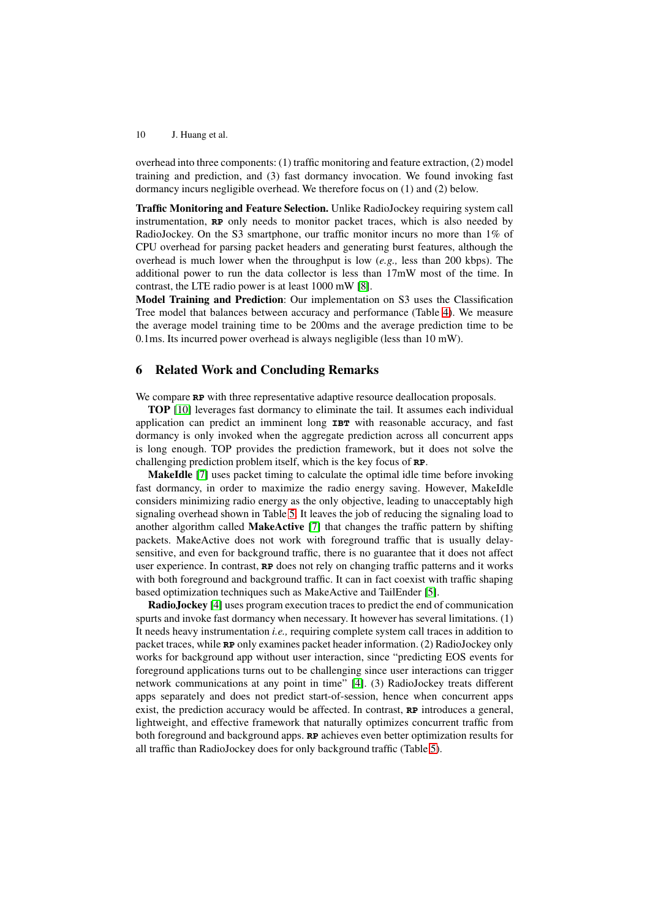overhead into three components: (1) traffic monitoring and feature extraction, (2) model training and prediction, and (3) fast dormancy invocation. We found invoking fast dormancy incurs negligible overhead. We therefore focus on (1) and (2) below.

**Traffic Monitoring and Feature Selection.** Unlike RadioJockey requiring system call instrumentation, **RP** only needs to monitor packet traces, which is also needed by RadioJockey. On the S3 smartphone, our traffic monitor incurs no more than 1% of CPU overhead for parsing packet headers and generating burst features, although the overhead is much lower when the throughput is low (*e.g.,* less than 200 kbps). The additional power to run the data collector is less than 17mW most of the time. In contrast, the LTE radio power is at least 1000 mW [8].

**Model Training and Prediction**: Our implementation on S3 uses the Classification Tree model that balances between accuracy and performance (Table 4). We measure the average model training time to be 200ms and the average prediction time to be 0.1ms. Its incurred power overhead is always negligible (less than 10 mW).

## 6 Related Work and Concluding Remarks

We compare **RP** with three representative adaptive resource deallocation proposals.

**TOP** [10] leverages fast dormancy to eliminate the tail. It assumes each individual application can predict an imminent long **IBT** with reasonable accuracy, and fast dormancy is only invoked when the aggregate prediction across all concurrent apps is long enough. TOP provides the prediction framework, but it does not solve the challenging prediction problem itself, which is the key focus of **RP**.

**MakeIdle** [7] uses packet timing to calculate the optimal idle time before invoking fast dormancy, in order to maximize the radio energy saving. However, MakeIdle considers minimizing radio energy as the only objective, leading to unacceptably high signaling overhead shown in Table 5. It leaves the job of reducing the signaling load to another algorithm called **MakeActive** [7] that changes the traffic pattern by shifting packets. MakeActive does not work with foreground traffic that is usually delay-sensitive, and even for background traffic, there is no guarantee that it does not affect user experience. In contrast, **RP** does not rely on changing traffic patterns and it works with both foreground and background traffic. It can in fact coexist with traffic shaping based optimization techniques such as MakeActive and TailEnder [5].

**RadioJockey** [4] uses program execution traces to predict the end of communication spurts and invoke fast dormancy when necessary. It however has several limitations. (1) It needs heavy instrumentation *i.e.,* requiring complete system call traces in addition to packet traces, while **RP** only examines packet header information. (2) RadioJockey only works for background app without user interaction, since "predicting EOS events for foreground applications turns out to be challenging since user interactions can trigger network communications at any point in time" [4]. (3) RadioJockey treats different apps separately and does not predict start-of-session, hence when concurrent apps exist, the prediction accuracy would be affected. In contrast, **RP** introduces a general, lightweight, and effective framework that naturally optimizes concurrent traffic from both foreground and background apps. **RP** achieves even better optimization results for all traffic than RadioJockey does for only background traffic (Table 5).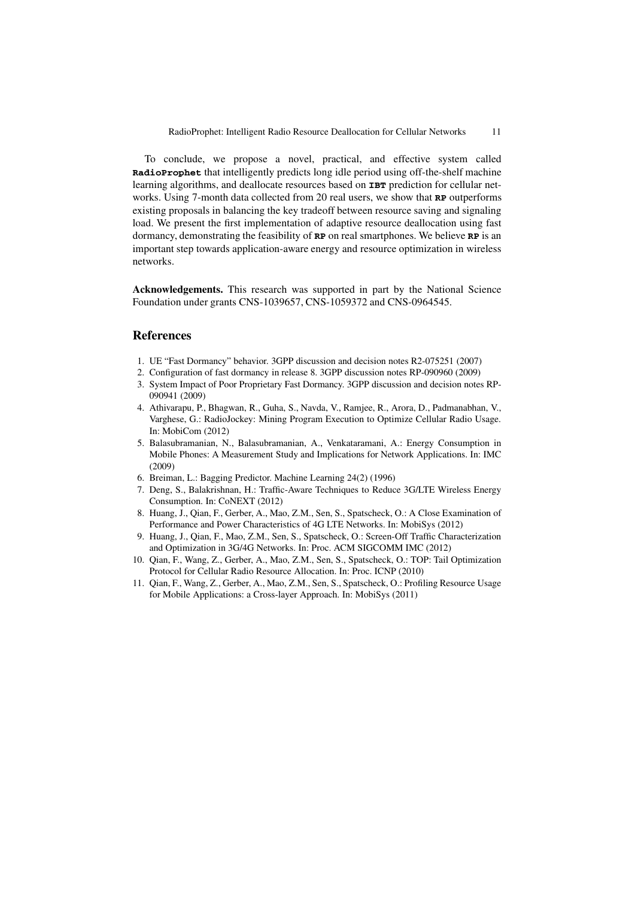To conclude, we propose a novel, practical, and effective system called **RadioProphet** that intelligently predicts long idle period using off-the-shelf machine learning algorithms, and deallocate resources based on **IBT** prediction for cellular networks. Using 7-month data collected from 20 real users, we show that **RP** outperforms existing proposals in balancing the key tradeoff between resource saving and signaling load. We present the first implementation of adaptive resource deallocation using fast dormancy, demonstrating the feasibility of **RP** on real smartphones. We believe **RP** is an important step towards application-aware energy and resource optimization in wireless networks.

**Acknowledgements.** This research was supported in part by the National Science Foundation under grants CNS-1039657, CNS-1059372 and CNS-0964545.

## References

1. UE "Fast Dormancy" behavior. 3GPP discussion and decision notes R2-075251 (2007)
2. Configuration of fast dormancy in release 8. 3GPP discussion notes RP-090960 (2009)
3. System Impact of Poor Proprietary Fast Dormancy. 3GPP discussion and decision notes RP-090941 (2009)
4. Athivarapu, P., Bhagwan, R., Guha, S., Navda, V., Ramjee, R., Arora, D., Padmanabhan, V., Varghese, G.: RadioJockey: Mining Program Execution to Optimize Cellular Radio Usage. In: MobiCom (2012)
5. Balasubramanian, N., Balasubramanian, A., Venkataramani, A.: Energy Consumption in Mobile Phones: A Measurement Study and Implications for Network Applications. In: IMC (2009)
6. Breiman, L.: Bagging Predictor. Machine Learning 24(2) (1996)
7. Deng, S., Balakrishnan, H.: Traffic-Aware Techniques to Reduce 3G/LTE Wireless Energy Consumption. In: CoNEXT (2012)
8. Huang, J., Qian, F., Gerber, A., Mao, Z.M., Sen, S., Spatscheck, O.: A Close Examination of Performance and Power Characteristics of 4G LTE Networks. In: MobiSys (2012)
9. Huang, J., Qian, F., Mao, Z.M., Sen, S., Spatscheck, O.: Screen-Off Traffic Characterization and Optimization in 3G/4G Networks. In: Proc. ACM SIGCOMM IMC (2012)
10. Qian, F., Wang, Z., Gerber, A., Mao, Z.M., Sen, S., Spatscheck, O.: TOP: Tail Optimization Protocol for Cellular Radio Resource Allocation. In: Proc. ICNP (2010)
11. Qian, F., Wang, Z., Gerber, A., Mao, Z.M., Sen, S., Spatscheck, O.: Profiling Resource Usage for Mobile Applications: a Cross-layer Approach. In: MobiSys (2011)